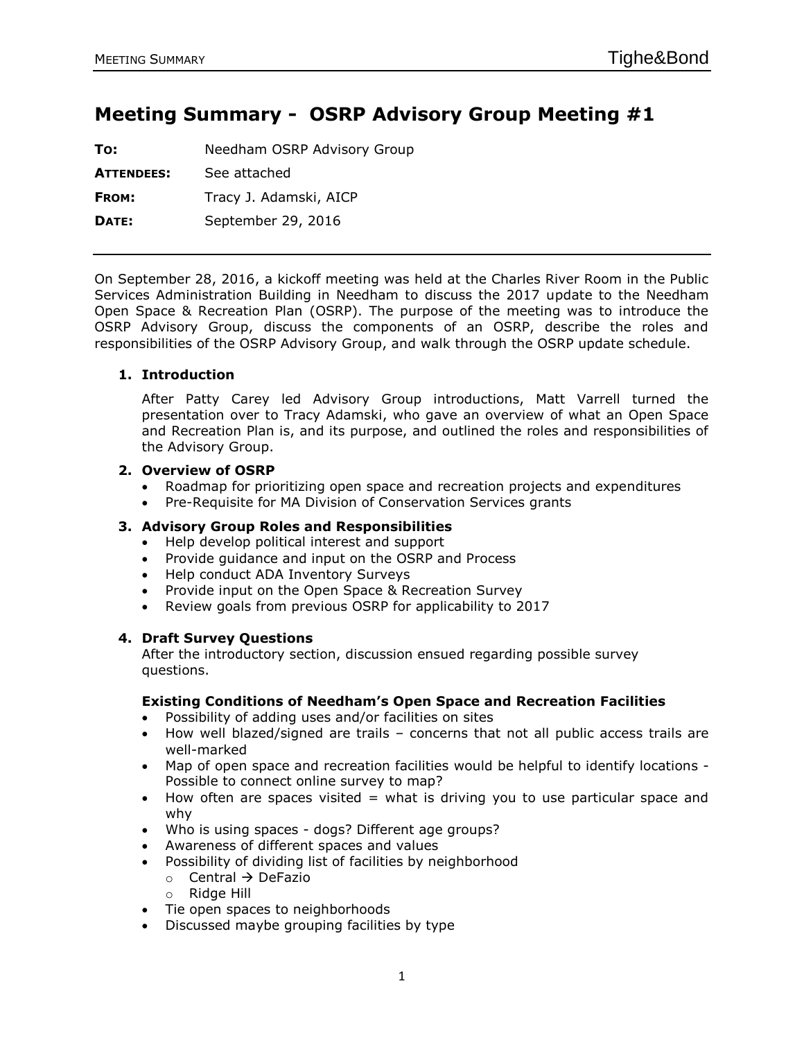# Meeting Summary - OSRP Advisory Group Meeting #1

**TO:** Needham OSRP Advisory Group

**ATTENDEES:** See attached

**FROM:** Tracy J. Adamski, AICP

**DATE:** September 29, 2016

---

On September 28, 2016, a kickoff meeting was held at the Charles River Room in the Public Services Administration Building in Needham to discuss the 2017 update to the Needham Open Space & Recreation Plan (OSRP). The purpose of the meeting was to introduce the OSRP Advisory Group, discuss the components of an OSRP, describe the roles and responsibilities of the OSRP Advisory Group, and walk through the OSRP update schedule.

### 1. Introduction

After Patty Carey led Advisory Group introductions, Matt Varrell turned the presentation over to Tracy Adamski, who gave an overview of what an Open Space and Recreation Plan is, and its purpose, and outlined the roles and responsibilities of the Advisory Group.

### 2. Overview of OSRP

- Roadmap for prioritizing open space and recreation projects and expenditures
- Pre-Requisite for MA Division of Conservation Services grants

### 3. Advisory Group Roles and Responsibilities

- Help develop political interest and support
- Provide guidance and input on the OSRP and Process
- Help conduct ADA Inventory Surveys
- Provide input on the Open Space & Recreation Survey
- Review goals from previous OSRP for applicability to 2017

### 4. Draft Survey Questions

After the introductory section, discussion ensued regarding possible survey questions.

#### Existing Conditions of Needham's Open Space and Recreation Facilities

- Possibility of adding uses and/or facilities on sites
- How well blazed/signed are trails – concerns that not all public access trails are well-marked
- Map of open space and recreation facilities would be helpful to identify locations - Possible to connect online survey to map?
- How often are spaces visited = what is driving you to use particular space and why
- Who is using spaces - dogs? Different age groups?
- Awareness of different spaces and values
- Possibility of dividing list of facilities by neighborhood
  - Central → DeFazio
  - Ridge Hill
- Tie open spaces to neighborhoods
- Discussed maybe grouping facilities by type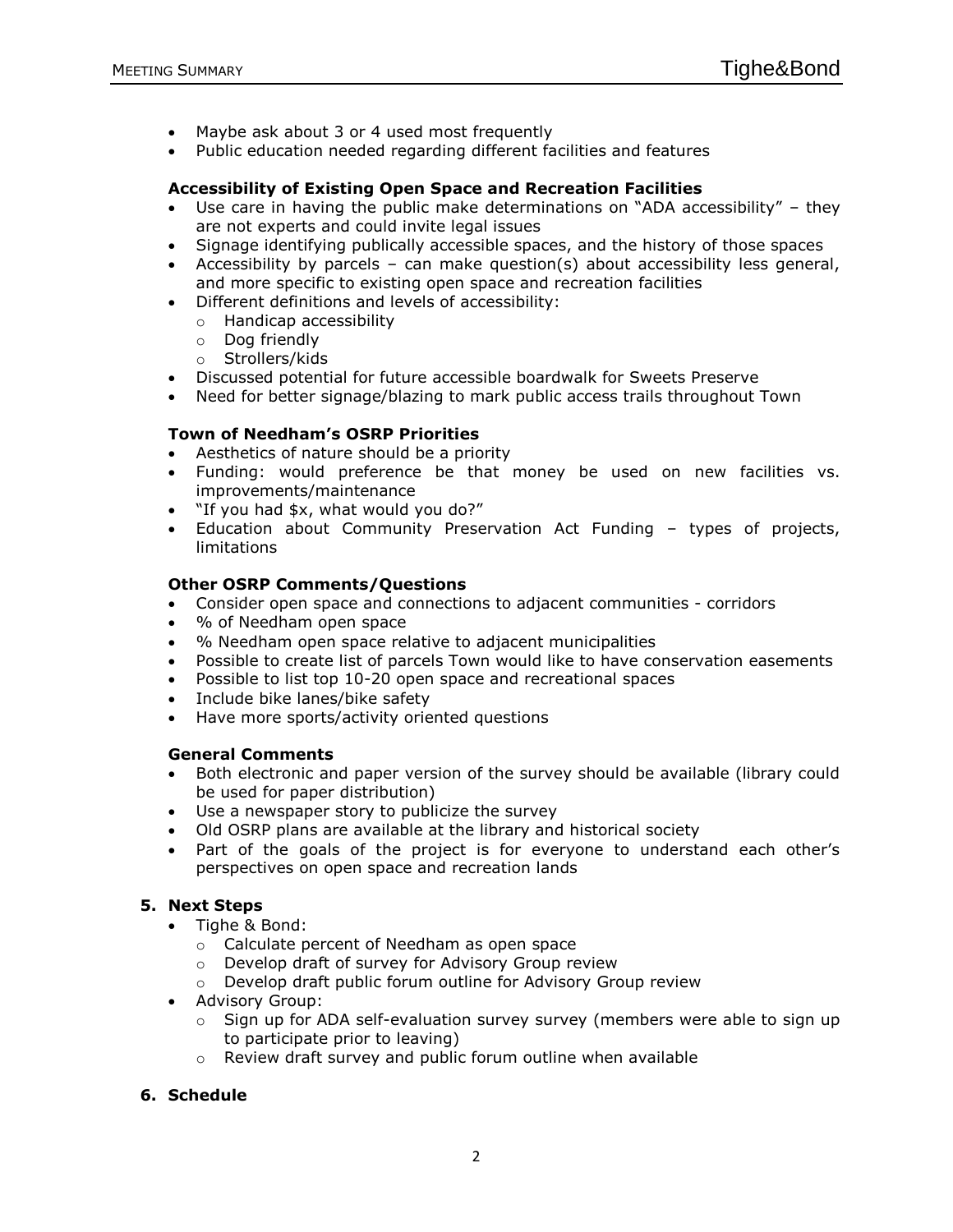- Maybe ask about 3 or 4 used most frequently
- Public education needed regarding different facilities and features

**Accessibility of Existing Open Space and Recreation Facilities**

- Use care in having the public make determinations on "ADA accessibility" – they are not experts and could invite legal issues
- Signage identifying publically accessible spaces, and the history of those spaces
- Accessibility by parcels – can make question(s) about accessibility less general, and more specific to existing open space and recreation facilities
- Different definitions and levels of accessibility:
  - Handicap accessibility
  - Dog friendly
  - Strollers/kids
- Discussed potential for future accessible boardwalk for Sweets Preserve
- Need for better signage/blazing to mark public access trails throughout Town

**Town of Needham's OSRP Priorities**

- Aesthetics of nature should be a priority
- Funding: would preference be that money be used on new facilities vs. improvements/maintenance
- "If you had $x, what would you do?"
- Education about Community Preservation Act Funding – types of projects, limitations

**Other OSRP Comments/Questions**

- Consider open space and connections to adjacent communities - corridors
- % of Needham open space
- % Needham open space relative to adjacent municipalities
- Possible to create list of parcels Town would like to have conservation easements
- Possible to list top 10-20 open space and recreational spaces
- Include bike lanes/bike safety
- Have more sports/activity oriented questions

**General Comments**

- Both electronic and paper version of the survey should be available (library could be used for paper distribution)
- Use a newspaper story to publicize the survey
- Old OSRP plans are available at the library and historical society
- Part of the goals of the project is for everyone to understand each other's perspectives on open space and recreation lands

## 5. Next Steps

- Tighe & Bond:
  - Calculate percent of Needham as open space
  - Develop draft of survey for Advisory Group review
  - Develop draft public forum outline for Advisory Group review
- Advisory Group:
  - Sign up for ADA self-evaluation survey survey (members were able to sign up to participate prior to leaving)
  - Review draft survey and public forum outline when available

## 6. Schedule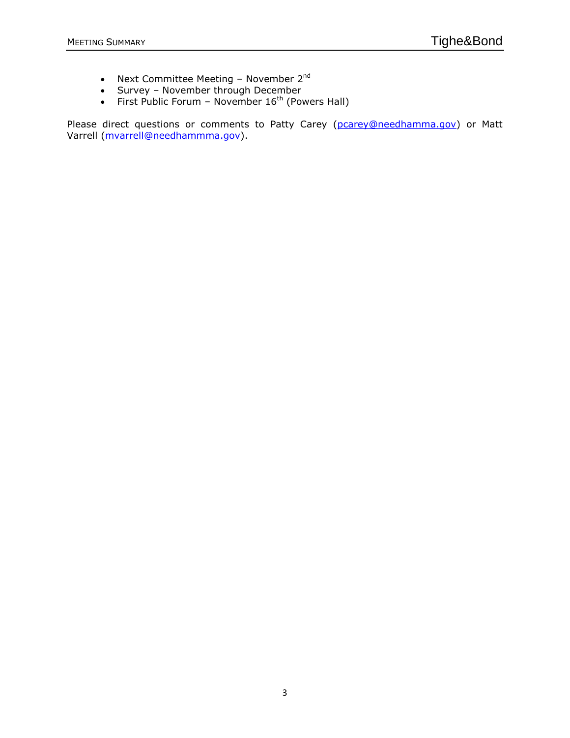- Next Committee Meeting – November 2nd
- Survey – November through December
- First Public Forum – November 16th (Powers Hall)

Please direct questions or comments to Patty Carey (pcarey@needhamma.gov) or Matt Varrell (mvarrell@needhammma.gov).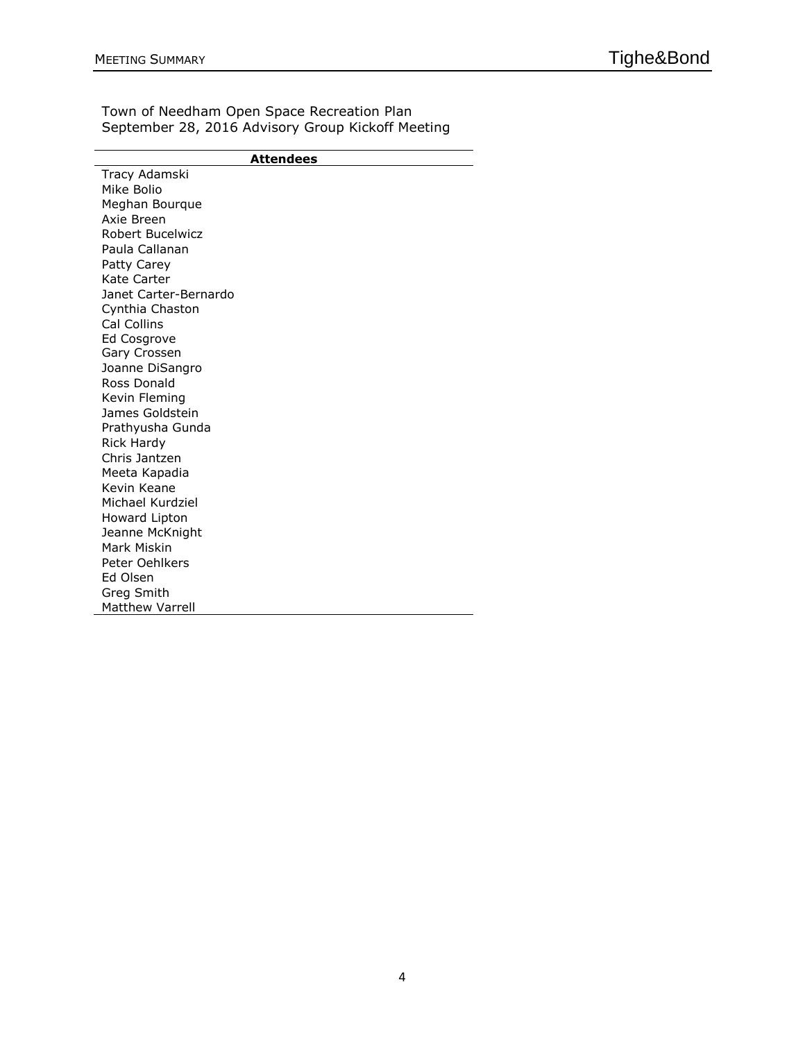Town of Needham Open Space Recreation Plan
September 28, 2016 Advisory Group Kickoff Meeting

| **Attendees** |
|---|
| Tracy Adamski |
| Mike Bolio |
| Meghan Bourque |
| Axie Breen |
| Robert Bucelwicz |
| Paula Callanan |
| Patty Carey |
| Kate Carter |
| Janet Carter-Bernardo |
| Cynthia Chaston |
| Cal Collins |
| Ed Cosgrove |
| Gary Crossen |
| Joanne DiSangro |
| Ross Donald |
| Kevin Fleming |
| James Goldstein |
| Prathyusha Gunda |
| Rick Hardy |
| Chris Jantzen |
| Meeta Kapadia |
| Kevin Keane |
| Michael Kurdziel |
| Howard Lipton |
| Jeanne McKnight |
| Mark Miskin |
| Peter Oehlkers |
| Ed Olsen |
| Greg Smith |
| Matthew Varrell |